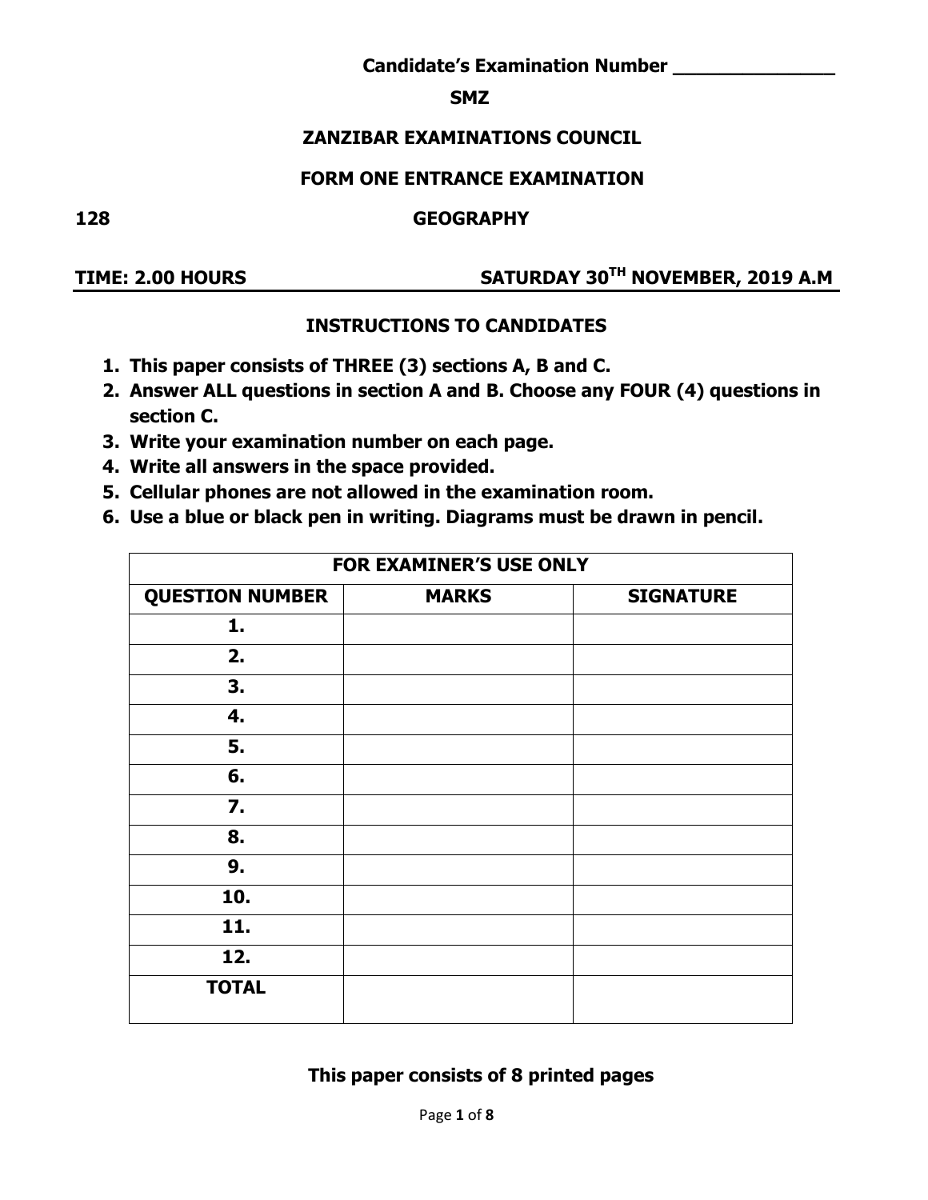**Candidate's Examination Number _______________**

**SMZ**

# ZANZIBAR EXAMINATIONS COUNCIL

## FORM ONE ENTRANCE EXAMINATION

**128** **GEOGRAPHY**

**TIME: 2.00 HOURS** **SATURDAY 30TH NOVEMBER, 2019 A.M**

### INSTRUCTIONS TO CANDIDATES

1. **This paper consists of THREE (3) sections A, B and C.**
2. **Answer ALL questions in section A and B. Choose any FOUR (4) questions in section C.**
3. **Write your examination number on each page.**
4. **Write all answers in the space provided.**
5. **Cellular phones are not allowed in the examination room.**
6. **Use a blue or black pen in writing. Diagrams must be drawn in pencil.**

| FOR EXAMINER'S USE ONLY | | |
|---|---|---|
| **QUESTION NUMBER** | **MARKS** | **SIGNATURE** |
| **1.** | | |
| **2.** | | |
| **3.** | | |
| **4.** | | |
| **5.** | | |
| **6.** | | |
| **7.** | | |
| **8.** | | |
| **9.** | | |
| **10.** | | |
| **11.** | | |
| **12.** | | |
| **TOTAL** | | |

**This paper consists of 8 printed pages**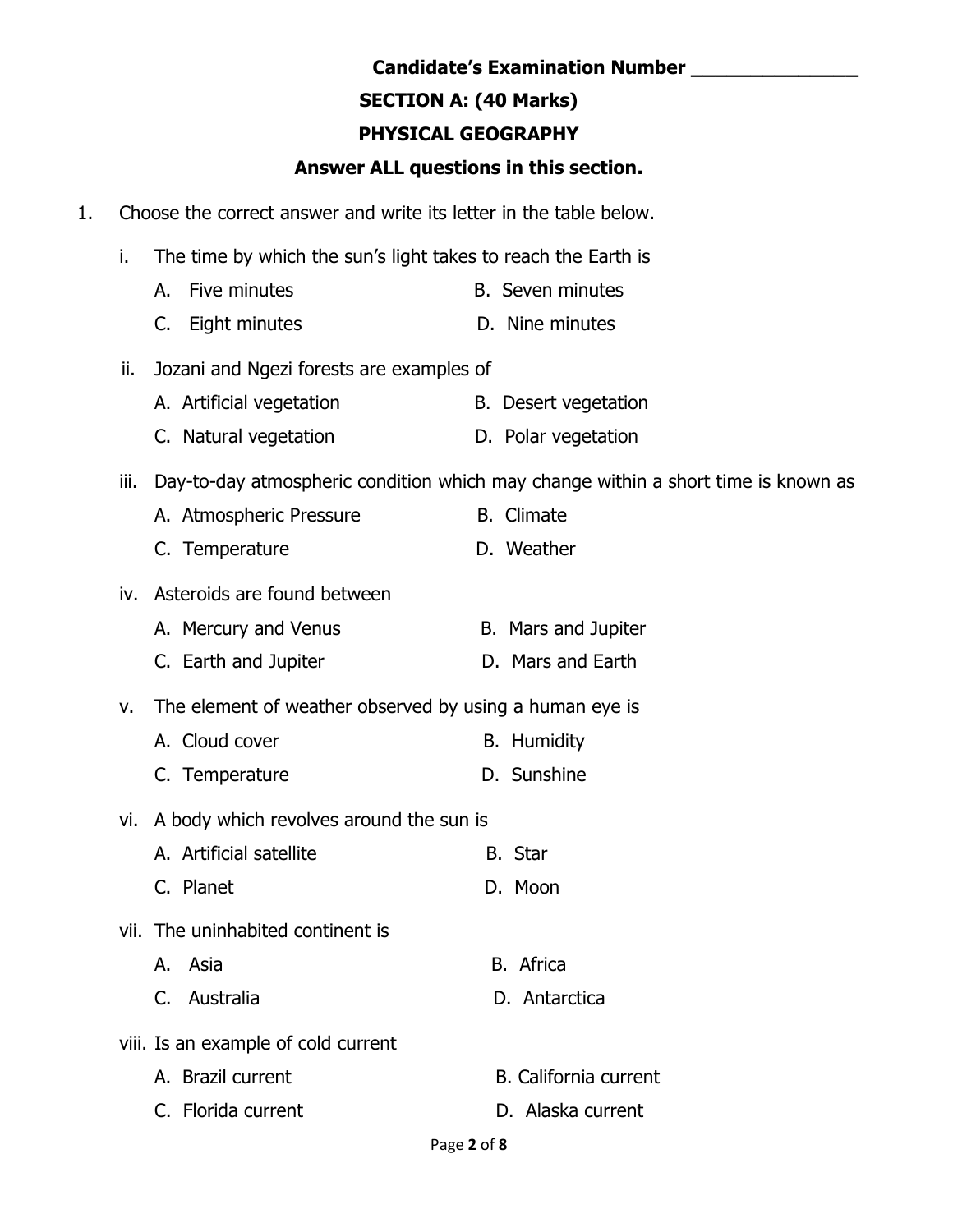**Candidate's Examination Number \_\_\_\_\_\_\_\_\_\_\_\_\_\_\_**

## SECTION A: (40 Marks)

## PHYSICAL GEOGRAPHY

**Answer ALL questions in this section.**

1. Choose the correct answer and write its letter in the table below.

   i. The time by which the sun's light takes to reach the Earth is

   A. Five minutes
   B. Seven minutes
   C. Eight minutes
   D. Nine minutes

   ii. Jozani and Ngezi forests are examples of

   A. Artificial vegetation
   B. Desert vegetation
   C. Natural vegetation
   D. Polar vegetation

   iii. Day-to-day atmospheric condition which may change within a short time is known as

   A. Atmospheric Pressure
   B. Climate
   C. Temperature
   D. Weather

   iv. Asteroids are found between

   A. Mercury and Venus
   B. Mars and Jupiter
   C. Earth and Jupiter
   D. Mars and Earth

   v. The element of weather observed by using a human eye is

   A. Cloud cover
   B. Humidity
   C. Temperature
   D. Sunshine

   vi. A body which revolves around the sun is

   A. Artificial satellite
   B. Star
   C. Planet
   D. Moon

   vii. The uninhabited continent is

   A. Asia
   B. Africa
   C. Australia
   D. Antarctica

   viii. Is an example of cold current

   A. Brazil current
   B. California current
   C. Florida current
   D. Alaska current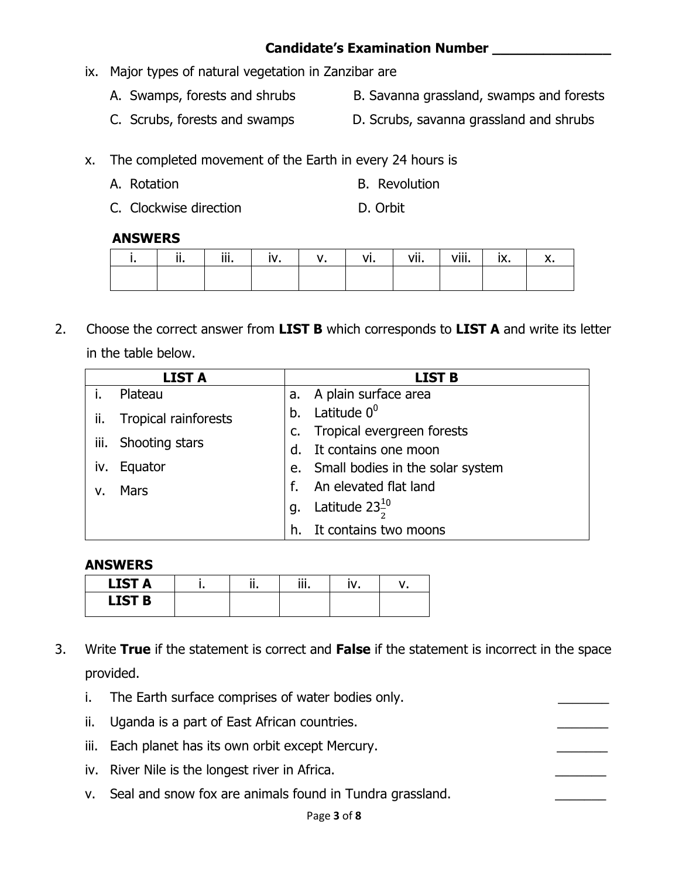**Candidate's Examination Number _______________**

ix. Major types of natural vegetation in Zanzibar are

A. Swamps, forests and shrubs  B. Savanna grassland, swamps and forests

C. Scrubs, forests and swamps  D. Scrubs, savanna grassland and shrubs

x. The completed movement of the Earth in every 24 hours is

A. Rotation  B. Revolution

C. Clockwise direction  D. Orbit

**ANSWERS**

| i. | ii. | iii. | iv. | v. | vi. | vii. | viii. | ix. | x. |
|---|---|---|---|---|---|---|---|---|---|
| | | | | | | | | | |

2. Choose the correct answer from **LIST B** which corresponds to **LIST A** and write its letter in the table below.

| LIST A | LIST B |
|---|---|
| i. Plateau | a. A plain surface area |
| ii. Tropical rainforests | b. Latitude $0^0$ |
| iii. Shooting stars | c. Tropical evergreen forests |
| iv. Equator | d. It contains one moon |
| v. Mars | e. Small bodies in the solar system |
| | f. An elevated flat land |
| | g. Latitude $23\frac{10}{2}$ |
| | h. It contains two moons |

**ANSWERS**

| LIST A | i. | ii. | iii. | iv. | v. |
|---|---|---|---|---|---|
| LIST B | | | | | |

3. Write **True** if the statement is correct and **False** if the statement is incorrect in the space provided.

i. The Earth surface comprises of water bodies only. _______

ii. Uganda is a part of East African countries. _______

iii. Each planet has its own orbit except Mercury. _______

iv. River Nile is the longest river in Africa. _______

v. Seal and snow fox are animals found in Tundra grassland. _______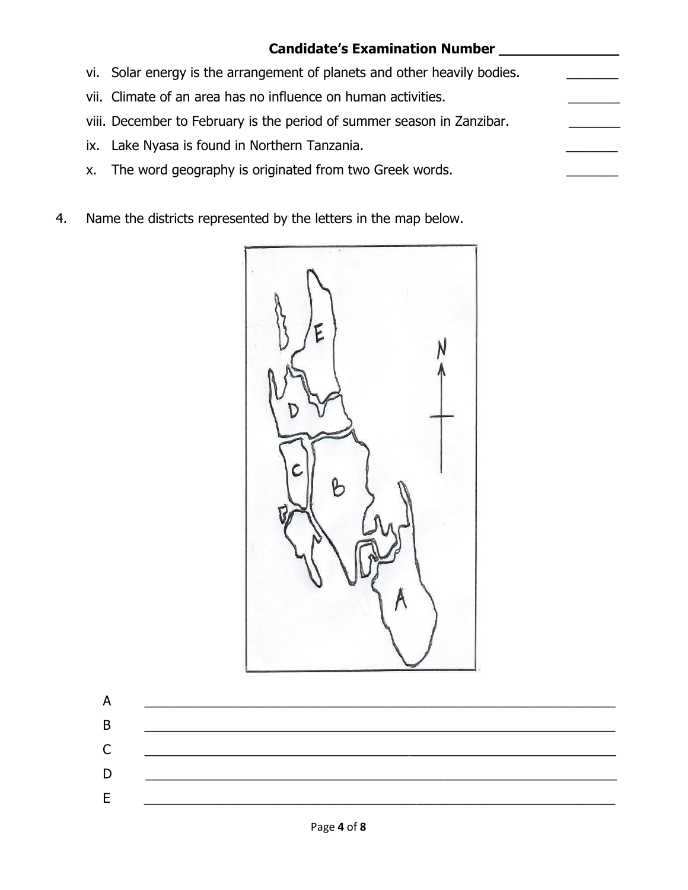**Candidate's Examination Number _______________**

vi. Solar energy is the arrangement of planets and other heavily bodies. _______

vii. Climate of an area has no influence on human activities. _______

viii. December to February is the period of summer season in Zanzibar. _______

ix. Lake Nyasa is found in Northern Tanzania. _______

x. The word geography is originated from two Greek words. _______

4. Name the districts represented by the letters in the map below.

A ________________________________________________________________

B ________________________________________________________________

C ________________________________________________________________

D ________________________________________________________________

E ________________________________________________________________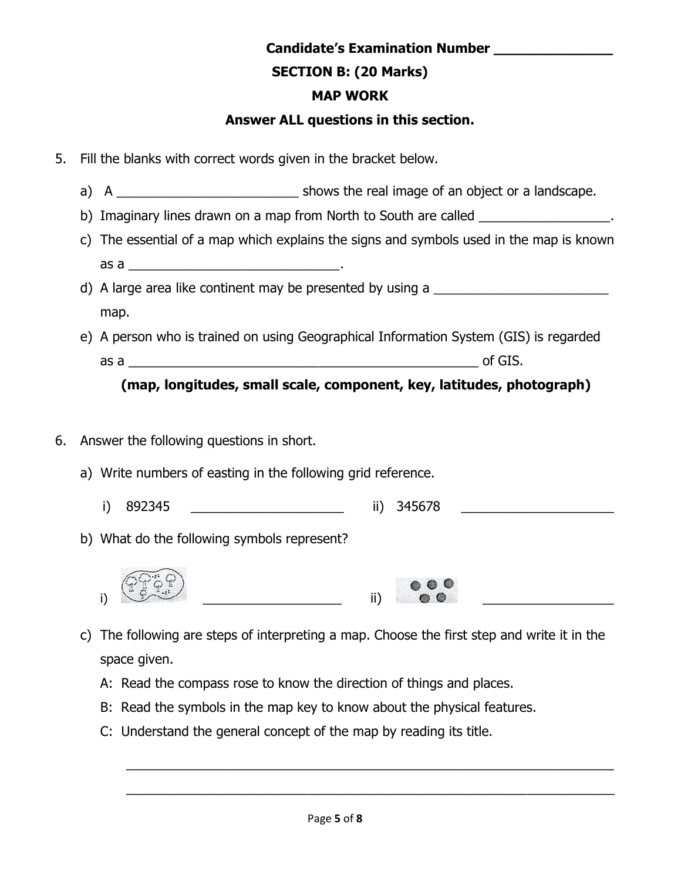Candidate's Examination Number _______________

## SECTION B: (20 Marks)

## MAP WORK

**Answer ALL questions in this section.**

5. Fill the blanks with correct words given in the bracket below.

   a) A _________________________ shows the real image of an object or a landscape.

   b) Imaginary lines drawn on a map from North to South are called __________________.

   c) The essential of a map which explains the signs and symbols used in the map is known as a _____________________________.

   d) A large area like continent may be presented by using a ________________________ map.

   e) A person who is trained on using Geographical Information System (GIS) is regarded as a _________________________________________________ of GIS.

   **(map, longitudes, small scale, component, key, latitudes, photograph)**

6. Answer the following questions in short.

   a) Write numbers of easting in the following grid reference.

      i) 892345 _____________________ ii) 345678 _____________________

   b) What do the following symbols represent?

      i) ___________________ ii) __________________

   c) The following are steps of interpreting a map. Choose the first step and write it in the space given.

      A: Read the compass rose to know the direction of things and places.

      B: Read the symbols in the map key to know about the physical features.

      C: Understand the general concept of the map by reading its title.

      ________________________________________________________________

      ________________________________________________________________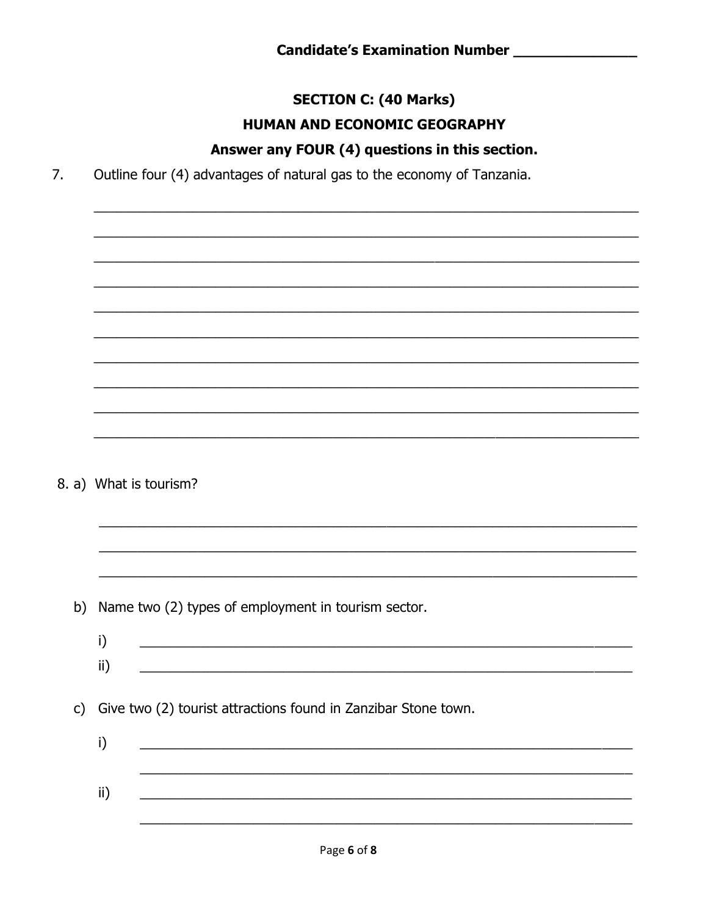Candidate's Examination Number _______________

## SECTION C: (40 Marks)

## HUMAN AND ECONOMIC GEOGRAPHY

**Answer any FOUR (4) questions in this section.**

7. Outline four (4) advantages of natural gas to the economy of Tanzania.

______________________________________________________________________
______________________________________________________________________
______________________________________________________________________
______________________________________________________________________
______________________________________________________________________
______________________________________________________________________
______________________________________________________________________
______________________________________________________________________
______________________________________________________________________
______________________________________________________________________

8. a) What is tourism?

______________________________________________________________________
______________________________________________________________________
______________________________________________________________________

b) Name two (2) types of employment in tourism sector.

i) ______________________________________________________________________

ii) ______________________________________________________________________

c) Give two (2) tourist attractions found in Zanzibar Stone town.

i) ______________________________________________________________________
______________________________________________________________________

ii) ______________________________________________________________________
______________________________________________________________________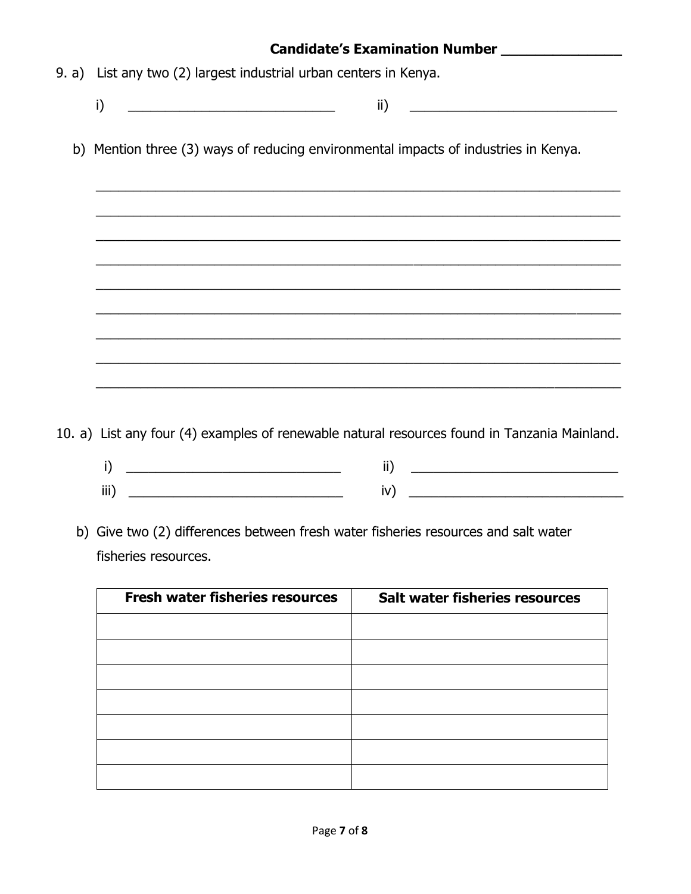**Candidate's Examination Number _______________**

9. a) List any two (2) largest industrial urban centers in Kenya.

   i) ____________________________ ii) ____________________________

   b) Mention three (3) ways of reducing environmental impacts of industries in Kenya.

   ______________________________________________________________________

   ______________________________________________________________________

   ______________________________________________________________________

   ______________________________________________________________________

   ______________________________________________________________________

   ______________________________________________________________________

   ______________________________________________________________________

   ______________________________________________________________________

   ______________________________________________________________________

10. a) List any four (4) examples of renewable natural resources found in Tanzania Mainland.

   i) ____________________________ ii) ____________________________

   iii) ____________________________ iv) ____________________________

   b) Give two (2) differences between fresh water fisheries resources and salt water fisheries resources.

| Fresh water fisheries resources | Salt water fisheries resources |
|---|---|
| | |
| | |
| | |
| | |
| | |
| | |
| | |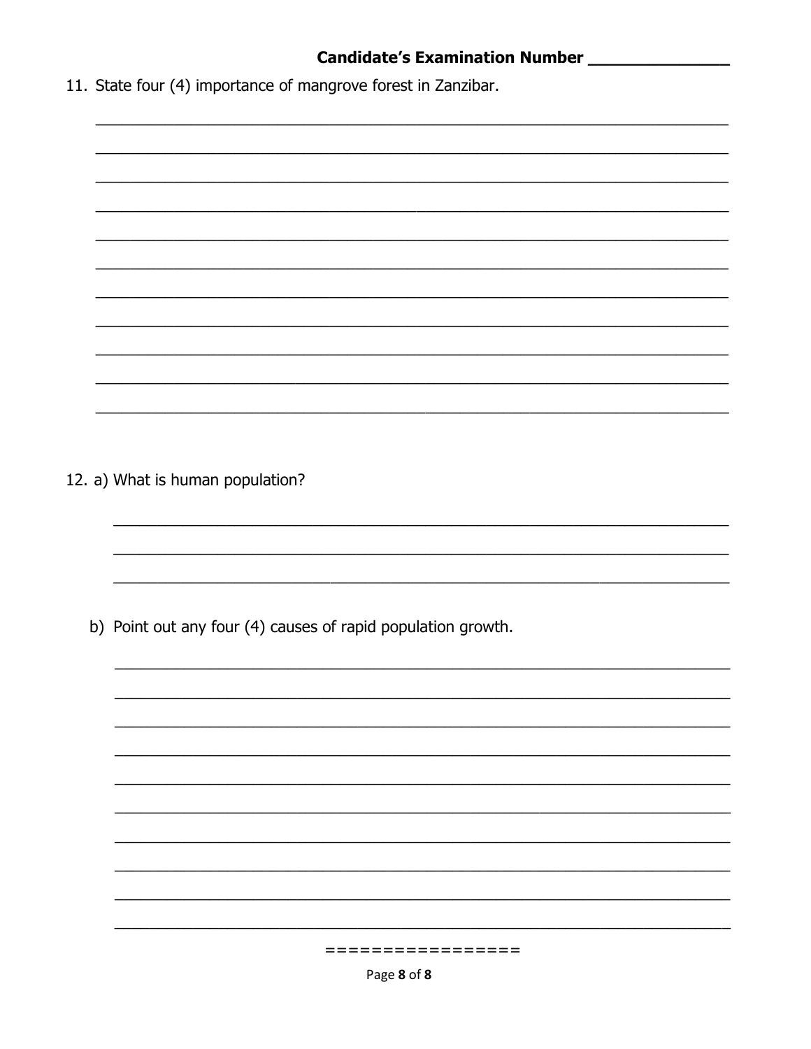**Candidate's Examination Number ______________**

11. State four (4) importance of mangrove forest in Zanzibar.

12. a) What is human population?

b) Point out any four (4) causes of rapid population growth.

================